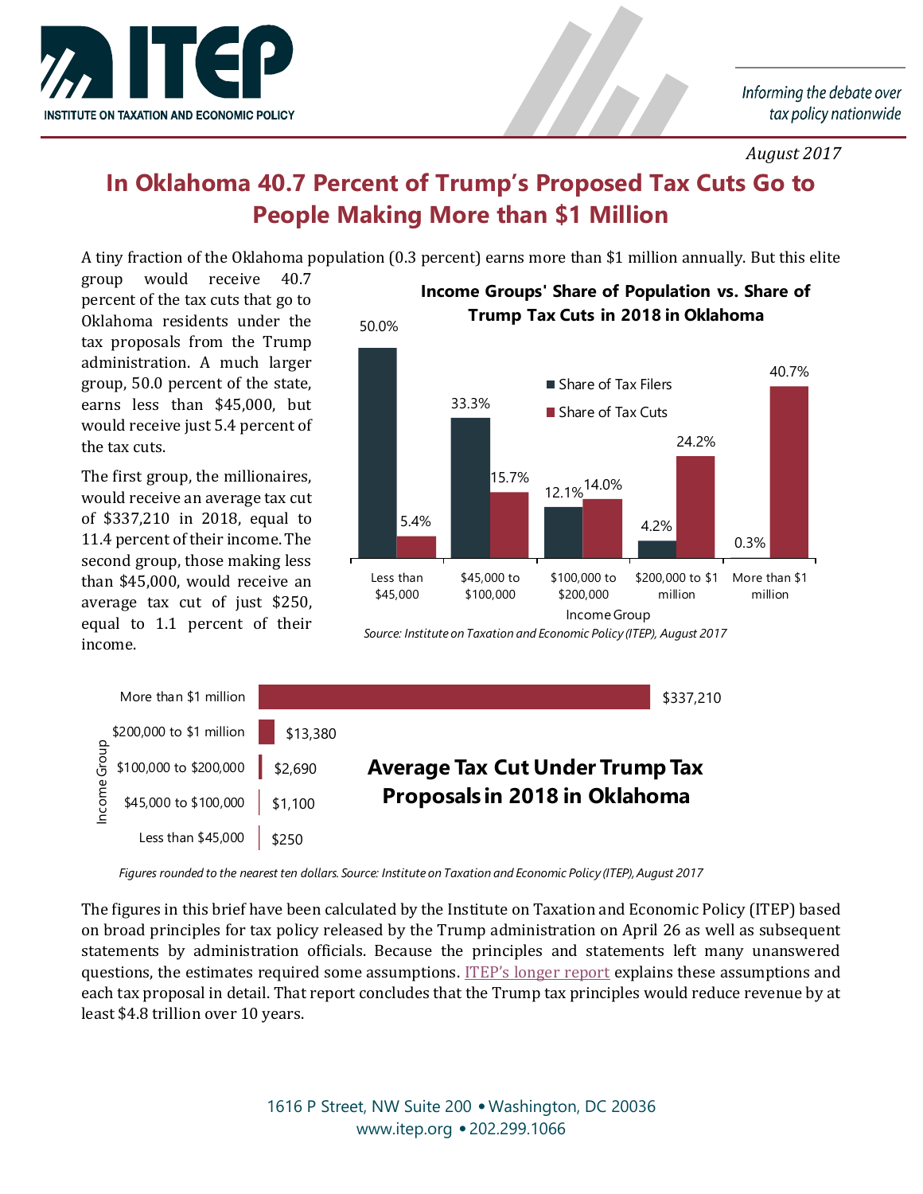INSTITUTE ON TAXATION AND ECONOMIC POLICY

*Informing the debate over tax policy nationwide*

*August 2017*

# In Oklahoma 40.7 Percent of Trump's Proposed Tax Cuts Go to People Making More than $1 Million

A tiny fraction of the Oklahoma population (0.3 percent) earns more than $1 million annually. But this elite group would receive 40.7 percent of the tax cuts that go to Oklahoma residents under the tax proposals from the Trump administration. A much larger group, 50.0 percent of the state, earns less than $45,000, but would receive just 5.4 percent of the tax cuts.

The first group, the millionaires, would receive an average tax cut of $337,210 in 2018, equal to 11.4 percent of their income. The second group, those making less than $45,000, would receive an average tax cut of just $250, equal to 1.1 percent of their income.

**Income Groups' Share of Population vs. Share of Trump Tax Cuts in 2018 in Oklahoma**

| Income Group | Share of Tax Filers | Share of Tax Cuts |
| --- | --- | --- |
| Less than $45,000 | 50.0% | 5.4% |
| $45,000 to $100,000 | 33.3% | 15.7% |
| $100,000 to $200,000 | 12.1% | 14.0% |
| $200,000 to $1 million | 4.2% | 24.2% |
| More than $1 million | 0.3% | 40.7% |

*Source: Institute on Taxation and Economic Policy (ITEP), August 2017*

**Average Tax Cut Under Trump Tax Proposals in 2018 in Oklahoma**

| Income Group | Average Tax Cut |
| --- | --- |
| More than $1 million | $337,210 |
| $200,000 to $1 million | $13,380 |
| $100,000 to $200,000 | $2,690 |
| $45,000 to $100,000 | $1,100 |
| Less than $45,000 | $250 |

*Figures rounded to the nearest ten dollars. Source: Institute on Taxation and Economic Policy (ITEP), August 2017*

The figures in this brief have been calculated by the Institute on Taxation and Economic Policy (ITEP) based on broad principles for tax policy released by the Trump administration on April 26 as well as subsequent statements by administration officials. Because the principles and statements left many unanswered questions, the estimates required some assumptions. ITEP's longer report explains these assumptions and each tax proposal in detail. That report concludes that the Trump tax principles would reduce revenue by at least $4.8 trillion over 10 years.

1616 P Street, NW Suite 200 • Washington, DC 20036
www.itep.org • 202.299.1066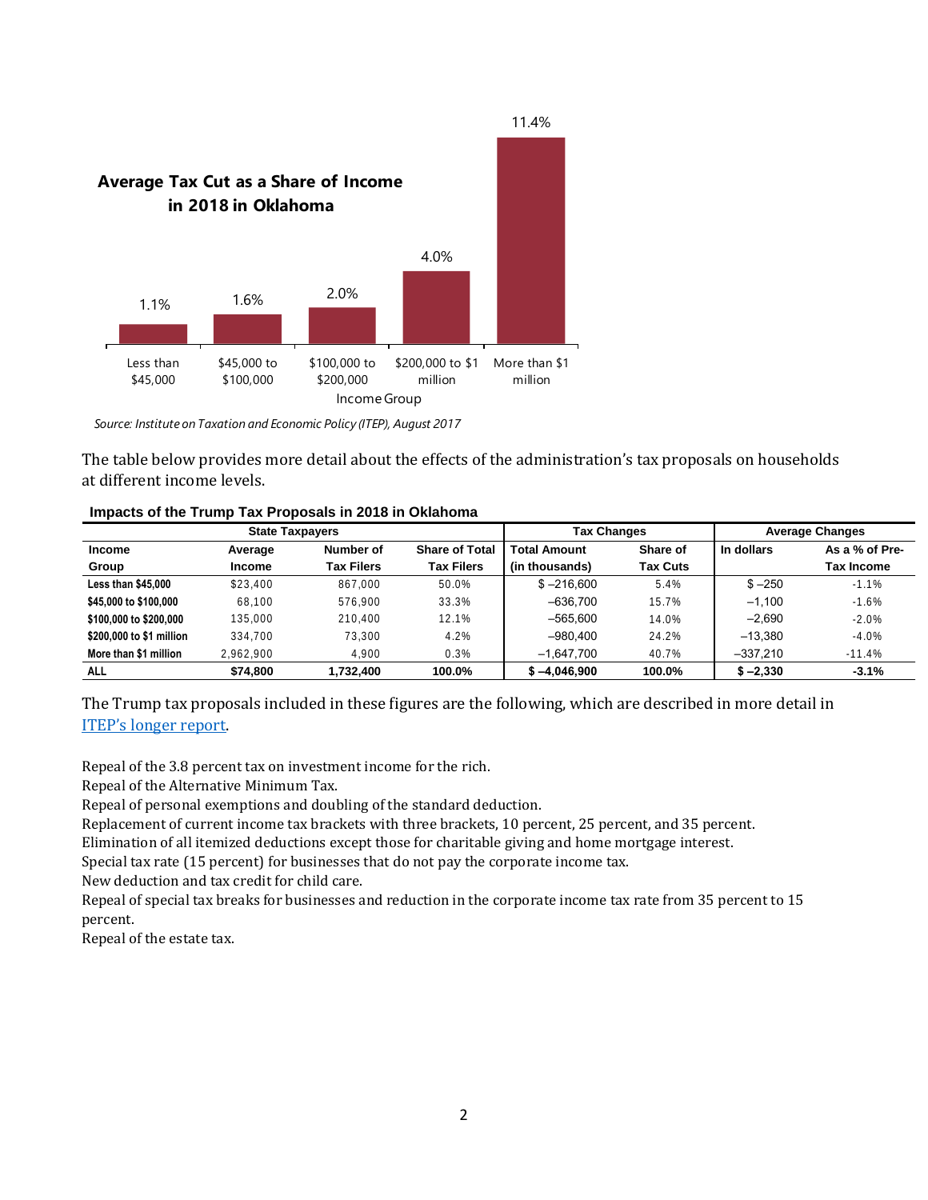11.4%

**Average Tax Cut as a Share of Income in 2018 in Oklahoma**

4.0%

1.1%

1.6%

2.0%

Less than $45,000

$45,000 to $100,000

$100,000 to $200,000

$200,000 to $1 million

More than $1 million

Income Group

*Source: Institute on Taxation and Economic Policy (ITEP), August 2017*

The table below provides more detail about the effects of the administration's tax proposals on households at different income levels.

**Impacts of the Trump Tax Proposals in 2018 in Oklahoma**

| State Taxpayers | | | | Tax Changes | | Average Changes | |
|---|---|---|---|---|---|---|---|
| Income Group | Average Income | Number of Tax Filers | Share of Total Tax Filers | Total Amount (in thousands) | Share of Tax Cuts | In dollars | As a % of Pre-Tax Income |
| Less than $45,000 | $23,400 | 867,000 | 50.0% | $ –216,600 | 5.4% | $ –250 | -1.1% |
| $45,000 to $100,000 | 68,100 | 576,900 | 33.3% | –636,700 | 15.7% | –1,100 | -1.6% |
| $100,000 to $200,000 | 135,000 | 210,400 | 12.1% | –565,600 | 14.0% | –2,690 | -2.0% |
| $200,000 to $1 million | 334,700 | 73,300 | 4.2% | –980,400 | 24.2% | –13,380 | -4.0% |
| More than $1 million | 2,962,900 | 4,900 | 0.3% | –1,647,700 | 40.7% | –337,210 | -11.4% |
| **ALL** | **$74,800** | **1,732,400** | **100.0%** | **$ –4,046,900** | **100.0%** | **$ –2,330** | **-3.1%** |

The Trump tax proposals included in these figures are the following, which are described in more detail in ITEP's longer report.

Repeal of the 3.8 percent tax on investment income for the rich.
Repeal of the Alternative Minimum Tax.
Repeal of personal exemptions and doubling of the standard deduction.
Replacement of current income tax brackets with three brackets, 10 percent, 25 percent, and 35 percent.
Elimination of all itemized deductions except those for charitable giving and home mortgage interest.
Special tax rate (15 percent) for businesses that do not pay the corporate income tax.
New deduction and tax credit for child care.
Repeal of special tax breaks for businesses and reduction in the corporate income tax rate from 35 percent to 15 percent.
Repeal of the estate tax.